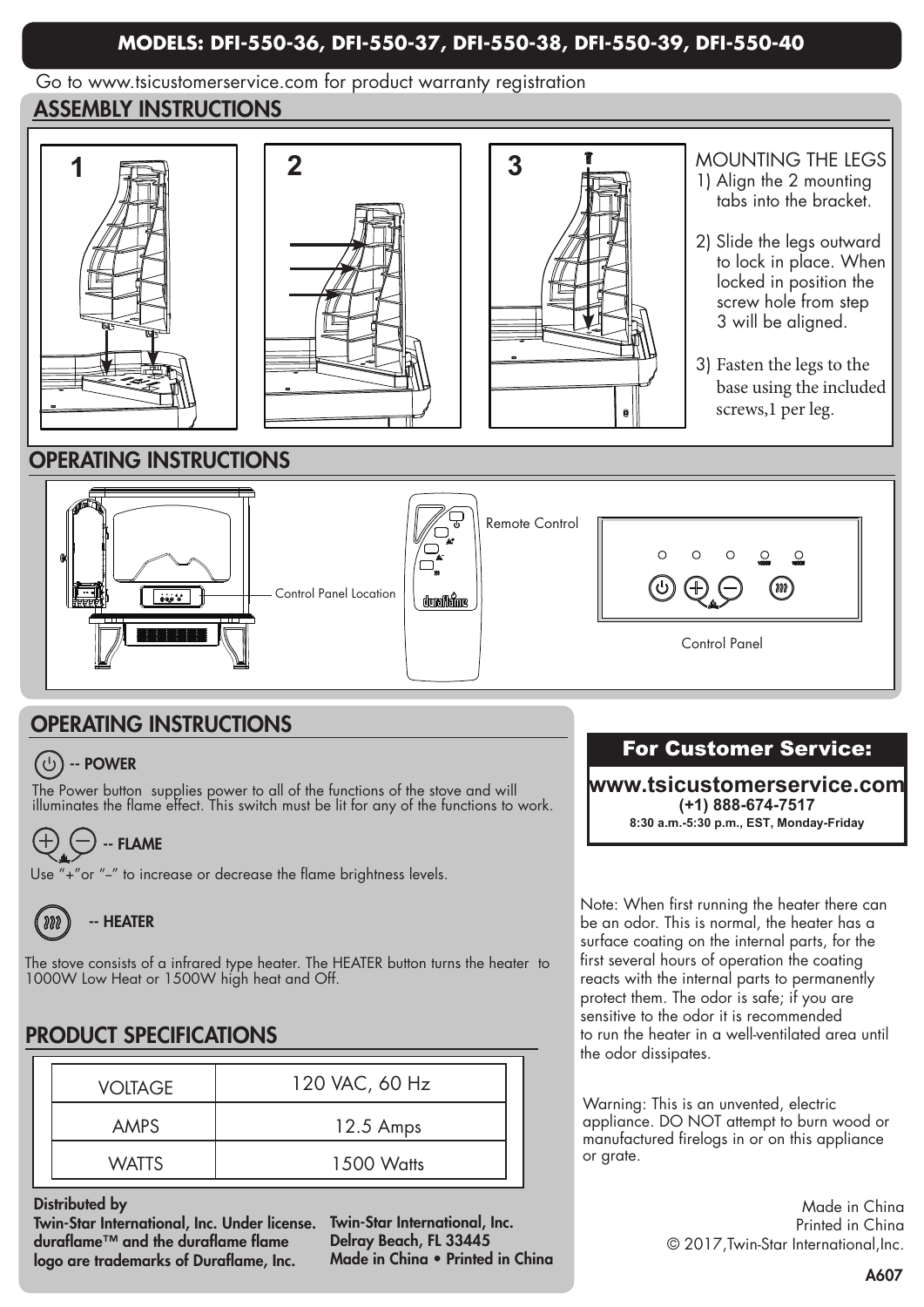**MODELS: DFI-550-36, DFI-550-37, DFI-550-38, DFI-550-39, DFI-550-40**

Go to www.tsicustomerservice.com for product warranty registration

## ASSEMBLY INSTRUCTIONS

1

2

3

MOUNTING THE LEGS

1) Align the 2 mounting tabs into the bracket.

2) Slide the legs outward to lock in place. When locked in position the screw hole from step 3 will be aligned.

3) Fasten the legs to the base using the included screws,1 per leg.

## OPERATING INSTRUCTIONS

Control Panel Location

Remote Control

Control Panel

## OPERATING INSTRUCTIONS

### -- POWER

The Power button supplies power to all of the functions of the stove and will illuminates the flame effect. This switch must be lit for any of the functions to work.

### -- FLAME

Use "+"or "–" to increase or decrease the flame brightness levels.

### -- HEATER

The stove consists of a infrared type heater. The HEATER button turns the heater to 1000W Low Heat or 1500W high heat and Off.

## PRODUCT SPECIFICATIONS

| | |
|---|---|
| VOLTAGE | 120 VAC, 60 Hz |
| AMPS | 12.5 Amps |
| WATTS | 1500 Watts |

**Distributed by**
**Twin-Star International, Inc. Under license. duraflame™ and the duraflame flame logo are trademarks of Duraflame, Inc.**

**Twin-Star International, Inc.**
**Delray Beach, FL 33445**
**Made in China • Printed in China**

**For Customer Service:**

**www.tsicustomerservice.com**
**(+1) 888-674-7517**
**8:30 a.m.-5:30 p.m., EST, Monday-Friday**

Note: When first running the heater there can be an odor. This is normal, the heater has a surface coating on the internal parts, for the first several hours of operation the coating reacts with the internal parts to permanently protect them. The odor is safe; if you are sensitive to the odor it is recommended to run the heater in a well-ventilated area until the odor dissipates.

Warning: This is an unvented, electric appliance. DO NOT attempt to burn wood or manufactured firelogs in or on this appliance or grate.

Made in China
Printed in China
© 2017,Twin-Star International,Inc.

**A607**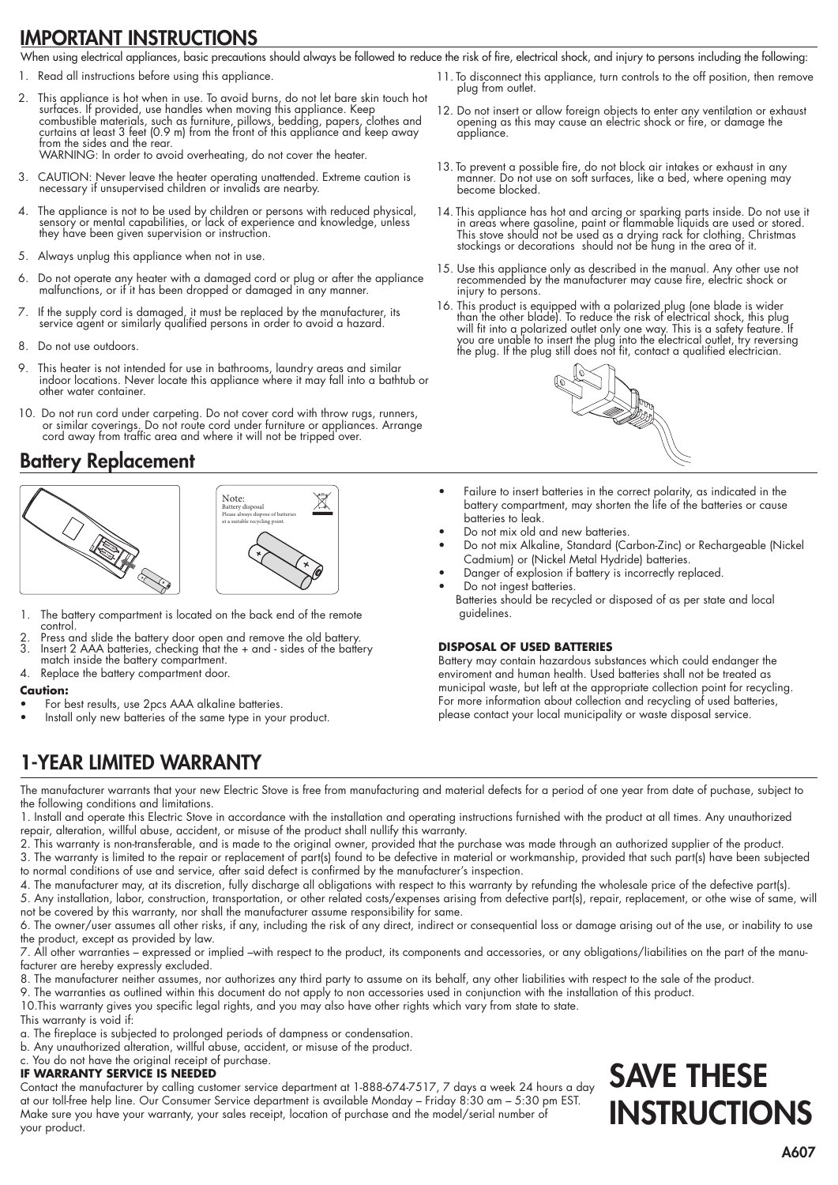## IMPORTANT INSTRUCTIONS

When using electrical appliances, basic precautions should always be followed to reduce the risk of fire, electrical shock, and injury to persons including the following:

1. Read all instructions before using this appliance.
2. This appliance is hot when in use. To avoid burns, do not let bare skin touch hot surfaces. If provided, use handles when moving this appliance. Keep combustible materials, such as furniture, pillows, bedding, papers, clothes and curtains at least 3 feet (0.9 m) from the front of this appliance and keep away from the sides and the rear.
   WARNING: In order to avoid overheating, do not cover the heater.
3. CAUTION: Never leave the heater operating unattended. Extreme caution is necessary if unsupervised children or invalids are nearby.
4. The appliance is not to be used by children or persons with reduced physical, sensory or mental capabilities, or lack of experience and knowledge, unless they have been given supervision or instruction.
5. Always unplug this appliance when not in use.
6. Do not operate any heater with a damaged cord or plug or after the appliance malfunctions, or if it has been dropped or damaged in any manner.
7. If the supply cord is damaged, it must be replaced by the manufacturer, its service agent or similarly qualified persons in order to avoid a hazard.
8. Do not use outdoors.
9. This heater is not intended for use in bathrooms, laundry areas and similar indoor locations. Never locate this appliance where it may fall into a bathtub or other water container.
10. Do not run cord under carpeting. Do not cover cord with throw rugs, runners, or similar coverings. Do not route cord under furniture or appliances. Arrange cord away from traffic area and where it will not be tripped over.
11. To disconnect this appliance, turn controls to the off position, then remove plug from outlet.
12. Do not insert or allow foreign objects to enter any ventilation or exhaust opening as this may cause an electric shock or fire, or damage the appliance.
13. To prevent a possible fire, do not block air intakes or exhaust in any manner. Do not use on soft surfaces, like a bed, where opening may become blocked.
14. This appliance has hot and arcing or sparking parts inside. Do not use it in areas where gasoline, paint or flammable liquids are used or stored. This stove should not be used as a drying rack for clothing. Christmas stockings or decorations should not be hung in the area of it.
15. Use this appliance only as described in the manual. Any other use not recommended by the manufacturer may cause fire, electric shock or injury to persons.
16. This product is equipped with a polarized plug (one blade is wider than the other blade). To reduce the risk of electrical shock, this plug will fit into a polarized outlet only one way. This is a safety feature. If you are unable to insert the plug into the electrical outlet, try reversing the plug. If the plug still does not fit, contact a qualified electrician.

## Battery Replacement

Note:
Battery disposal
Please always dispose of batteries at a suitable recycling point.

1. The battery compartment is located on the back end of the remote control.
2. Press and slide the battery door open and remove the old battery.
3. Insert 2 AAA batteries, checking that the + and - sides of the battery match inside the battery compartment.
4. Replace the battery compartment door.

**Caution:**

- For best results, use 2pcs AAA alkaline batteries.
- Install only new batteries of the same type in your product.
- Failure to insert batteries in the correct polarity, as indicated in the battery compartment, may shorten the life of the batteries or cause batteries to leak.
- Do not mix old and new batteries.
- Do not mix Alkaline, Standard (Carbon-Zinc) or Rechargeable (Nickel Cadmium) or (Nickel Metal Hydride) batteries.
- Danger of explosion if battery is incorrectly replaced.
- Do not ingest batteries.

  Batteries should be recycled or disposed of as per state and local guidelines.

**DISPOSAL OF USED BATTERIES**

Battery may contain hazardous substances which could endanger the enviroment and human health. Used batteries shall not be treated as municipal waste, but left at the appropriate collection point for recycling. For more information about collection and recycling of used batteries, please contact your local municipality or waste disposal service.

## 1-YEAR LIMITED WARRANTY

The manufacturer warrants that your new Electric Stove is free from manufacturing and material defects for a period of one year from date of puchase, subject to the following conditions and limitations.

1. Install and operate this Electric Stove in accordance with the installation and operating instructions furnished with the product at all times. Any unauthorized repair, alteration, willful abuse, accident, or misuse of the product shall nullify this warranty.
2. This warranty is non-transferable, and is made to the original owner, provided that the purchase was made through an authorized supplier of the product.
3. The warranty is limited to the repair or replacement of part(s) found to be defective in material or workmanship, provided that such part(s) have been subjected to normal conditions of use and service, after said defect is confirmed by the manufacturer's inspection.
4. The manufacturer may, at its discretion, fully discharge all obligations with respect to this warranty by refunding the wholesale price of the defective part(s).
5. Any installation, labor, construction, transportation, or other related costs/expenses arising from defective part(s), repair, replacement, or othe wise of same, will not be covered by this warranty, nor shall the manufacturer assume responsibility for same.
6. The owner/user assumes all other risks, if any, including the risk of any direct, indirect or consequential loss or damage arising out of the use, or inability to use the product, except as provided by law.
7. All other warranties – expressed or implied –with respect to the product, its components and accessories, or any obligations/liabilities on the part of the manufacturer are hereby expressly excluded.
8. The manufacturer neither assumes, nor authorizes any third party to assume on its behalf, any other liabilities with respect to the sale of the product.
9. The warranties as outlined within this document do not apply to non accessories used in conjunction with the installation of this product.
10. This warranty gives you specific legal rights, and you may also have other rights which vary from state to state.

This warranty is void if:

a. The fireplace is subjected to prolonged periods of dampness or condensation.
b. Any unauthorized alteration, willful abuse, accident, or misuse of the product.
c. You do not have the original receipt of purchase.

**IF WARRANTY SERVICE IS NEEDED**

Contact the manufacturer by calling customer service department at 1-888-674-7517, 7 days a week 24 hours a day at our toll-free help line. Our Consumer Service department is available Monday – Friday 8:30 am – 5:30 pm EST. Make sure you have your warranty, your sales receipt, location of purchase and the model/serial number of your product.

# SAVE THESE INSTRUCTIONS

A607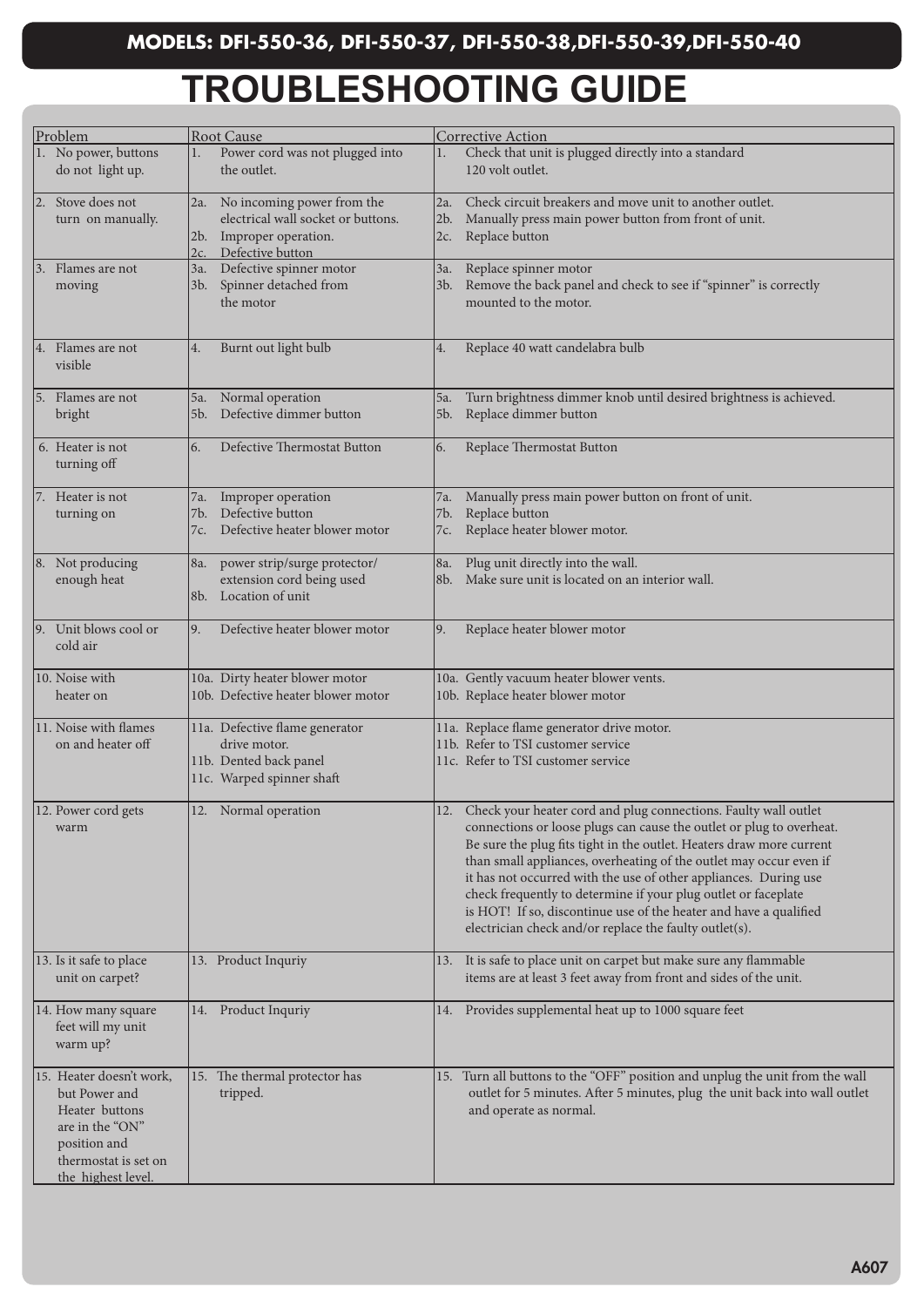**MODELS: DFI-550-36, DFI-550-37, DFI-550-38,DFI-550-39,DFI-550-40**

# TROUBLESHOOTING GUIDE

| Problem | Root Cause | Corrective Action |
|---|---|---|
| 1. No power, buttons do not light up. | 1. Power cord was not plugged into the outlet. | 1. Check that unit is plugged directly into a standard 120 volt outlet. |
| 2. Stove does not turn on manually. | 2a. No incoming power from the electrical wall socket or buttons.<br>2b. Improper operation.<br>2c. Defective button | 2a. Check circuit breakers and move unit to another outlet.<br>2b. Manually press main power button from front of unit.<br>2c. Replace button |
| 3. Flames are not moving | 3a. Defective spinner motor<br>3b. Spinner detached from the motor | 3a. Replace spinner motor<br>3b. Remove the back panel and check to see if "spinner" is correctly mounted to the motor. |
| 4. Flames are not visible | 4. Burnt out light bulb | 4. Replace 40 watt candelabra bulb |
| 5. Flames are not bright | 5a. Normal operation<br>5b. Defective dimmer button | 5a. Turn brightness dimmer knob until desired brightness is achieved.<br>5b. Replace dimmer button |
| 6. Heater is not turning off | 6. Defective Thermostat Button | 6. Replace Thermostat Button |
| 7. Heater is not turning on | 7a. Improper operation<br>7b. Defective button<br>7c. Defective heater blower motor | 7a. Manually press main power button on front of unit.<br>7b. Replace button<br>7c. Replace heater blower motor. |
| 8. Not producing enough heat | 8a. power strip/surge protector/ extension cord being used<br>8b. Location of unit | 8a. Plug unit directly into the wall.<br>8b. Make sure unit is located on an interior wall. |
| 9. Unit blows cool or cold air | 9. Defective heater blower motor | 9. Replace heater blower motor |
| 10. Noise with heater on | 10a. Dirty heater blower motor<br>10b. Defective heater blower motor | 10a. Gently vacuum heater blower vents.<br>10b. Replace heater blower motor |
| 11. Noise with flames on and heater off | 11a. Defective flame generator drive motor.<br>11b. Dented back panel<br>11c. Warped spinner shaft | 11a. Replace flame generator drive motor.<br>11b. Refer to TSI customer service<br>11c. Refer to TSI customer service |
| 12. Power cord gets warm | 12. Normal operation | 12. Check your heater cord and plug connections. Faulty wall outlet connections or loose plugs can cause the outlet or plug to overheat. Be sure the plug fits tight in the outlet. Heaters draw more current than small appliances, overheating of the outlet may occur even if it has not occurred with the use of other appliances. During use check frequently to determine if your plug outlet or faceplate is HOT! If so, discontinue use of the heater and have a qualified electrician check and/or replace the faulty outlet(s). |
| 13. Is it safe to place unit on carpet? | 13. Product Inquriy | 13. It is safe to place unit on carpet but make sure any flammable items are at least 3 feet away from front and sides of the unit. |
| 14. How many square feet will my unit warm up? | 14. Product Inquriy | 14. Provides supplemental heat up to 1000 square feet |
| 15. Heater doesn't work, but Power and Heater buttons are in the "ON" position and thermostat is set on the highest level. | 15. The thermal protector has tripped. | 15. Turn all buttons to the "OFF" position and unplug the unit from the wall outlet for 5 minutes. After 5 minutes, plug the unit back into wall outlet and operate as normal. |

A607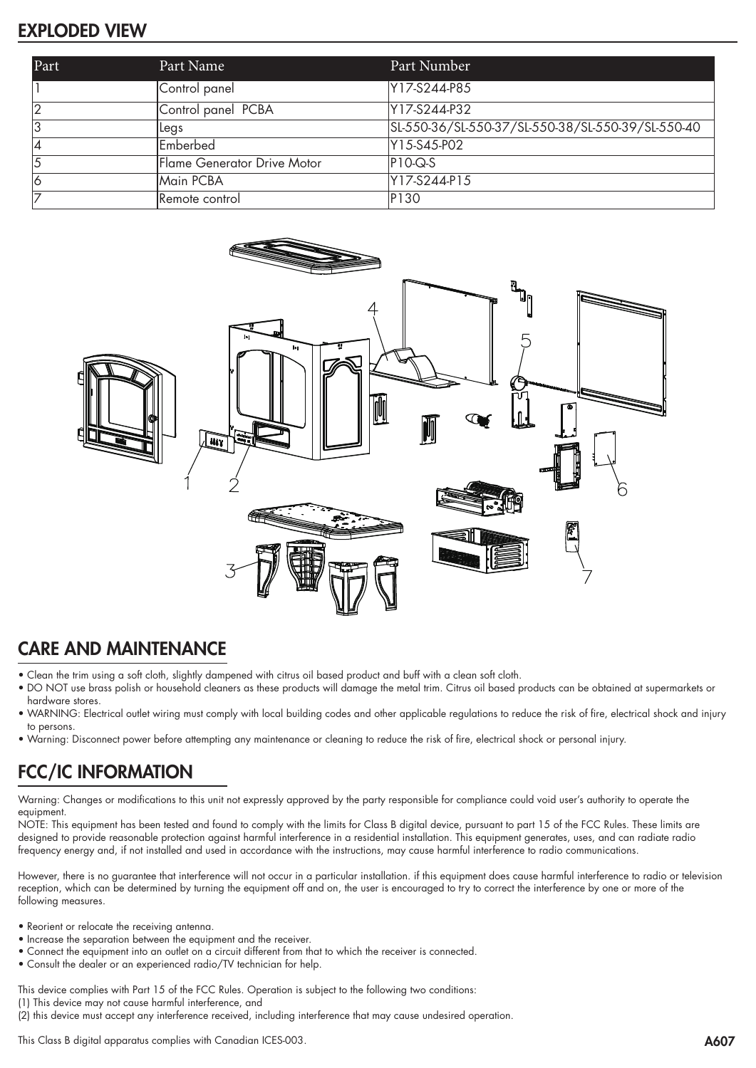## EXPLODED VIEW

| Part | Part Name | Part Number |
|---|---|---|
| 1 | Control panel | Y17-S244-P85 |
| 2 | Control panel PCBA | Y17-S244-P32 |
| 3 | Legs | SL-550-36/SL-550-37/SL-550-38/SL-550-39/SL-550-40 |
| 4 | Emberbed | Y15-S45-P02 |
| 5 | Flame Generator Drive Motor | P10-Q-S |
| 6 | Main PCBA | Y17-S244-P15 |
| 7 | Remote control | P130 |

4

5

1

2

6

3

7

## CARE AND MAINTENANCE

- Clean the trim using a soft cloth, slightly dampened with citrus oil based product and buff with a clean soft cloth.
- DO NOT use brass polish or household cleaners as these products will damage the metal trim. Citrus oil based products can be obtained at supermarkets or hardware stores.
- WARNING: Electrical outlet wiring must comply with local building codes and other applicable regulations to reduce the risk of fire, electrical shock and injury to persons.
- Warning: Disconnect power before attempting any maintenance or cleaning to reduce the risk of fire, electrical shock or personal injury.

## FCC/IC INFORMATION

Warning: Changes or modifications to this unit not expressly approved by the party responsible for compliance could void user's authority to operate the equipment.
NOTE: This equipment has been tested and found to comply with the limits for Class B digital device, pursuant to part 15 of the FCC Rules. These limits are designed to provide reasonable protection against harmful interference in a residential installation. This equipment generates, uses, and can radiate radio frequency energy and, if not installed and used in accordance with the instructions, may cause harmful interference to radio communications.

However, there is no guarantee that interference will not occur in a particular installation. if this equipment does cause harmful interference to radio or television reception, which can be determined by turning the equipment off and on, the user is encouraged to try to correct the interference by one or more of the following measures.

- Reorient or relocate the receiving antenna.
- Increase the separation between the equipment and the receiver.
- Connect the equipment into an outlet on a circuit different from that to which the receiver is connected.
- Consult the dealer or an experienced radio/TV technician for help.

This device complies with Part 15 of the FCC Rules. Operation is subject to the following two conditions:
(1) This device may not cause harmful interference, and
(2) this device must accept any interference received, including interference that may cause undesired operation.

This Class B digital apparatus complies with Canadian ICES-003.

**A607**